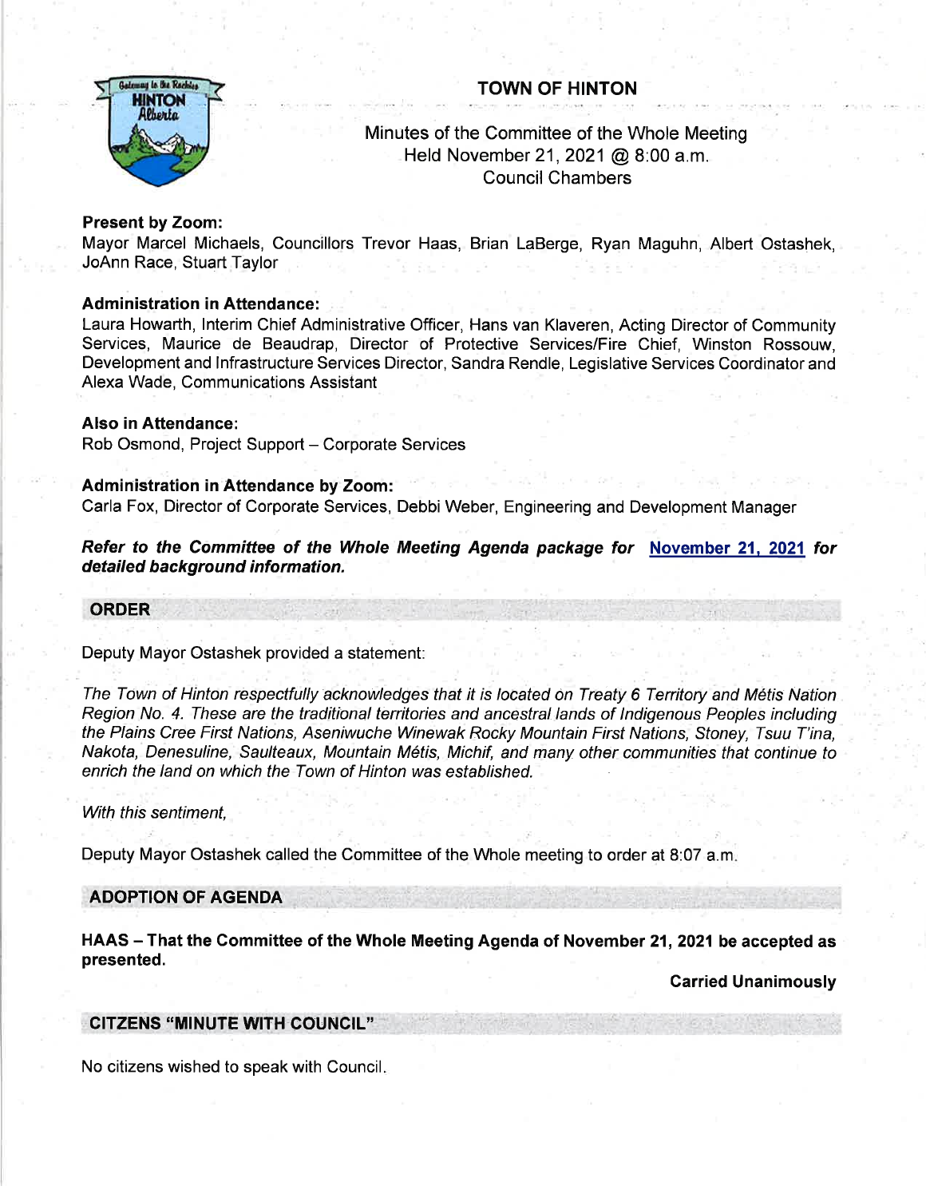# TOWN OF HINTON

Minutes of the Committee of the Whole Meeting
Held November 21, 2021 @ 8:00 a.m.
Council Chambers

**Present by Zoom:**
Mayor Marcel Michaels, Councillors Trevor Haas, Brian LaBerge, Ryan Maguhn, Albert Ostashek, JoAnn Race, Stuart Taylor

**Administration in Attendance:**
Laura Howarth, Interim Chief Administrative Officer, Hans van Klaveren, Acting Director of Community Services, Maurice de Beaudrap, Director of Protective Services/Fire Chief, Winston Rossouw, Development and Infrastructure Services Director, Sandra Rendle, Legislative Services Coordinator and Alexa Wade, Communications Assistant

**Also in Attendance:**
Rob Osmond, Project Support – Corporate Services

**Administration in Attendance by Zoom:**
Carla Fox, Director of Corporate Services, Debbi Weber, Engineering and Development Manager

***Refer to the Committee of the Whole Meeting Agenda package for November 21, 2021 for detailed background information.***

## ORDER

Deputy Mayor Ostashek provided a statement:

*The Town of Hinton respectfully acknowledges that it is located on Treaty 6 Territory and Métis Nation Region No. 4. These are the traditional territories and ancestral lands of Indigenous Peoples including the Plains Cree First Nations, Aseniwuche Winewak Rocky Mountain First Nations, Stoney, Tsuu T'ina, Nakota, Denesuline, Saulteaux, Mountain Métis, Michif, and many other communities that continue to enrich the land on which the Town of Hinton was established.*

*With this sentiment,*

Deputy Mayor Ostashek called the Committee of the Whole meeting to order at 8:07 a.m.

## ADOPTION OF AGENDA

**HAAS – That the Committee of the Whole Meeting Agenda of November 21, 2021 be accepted as presented.**

**Carried Unanimously**

## CITZENS "MINUTE WITH COUNCIL"

No citizens wished to speak with Council.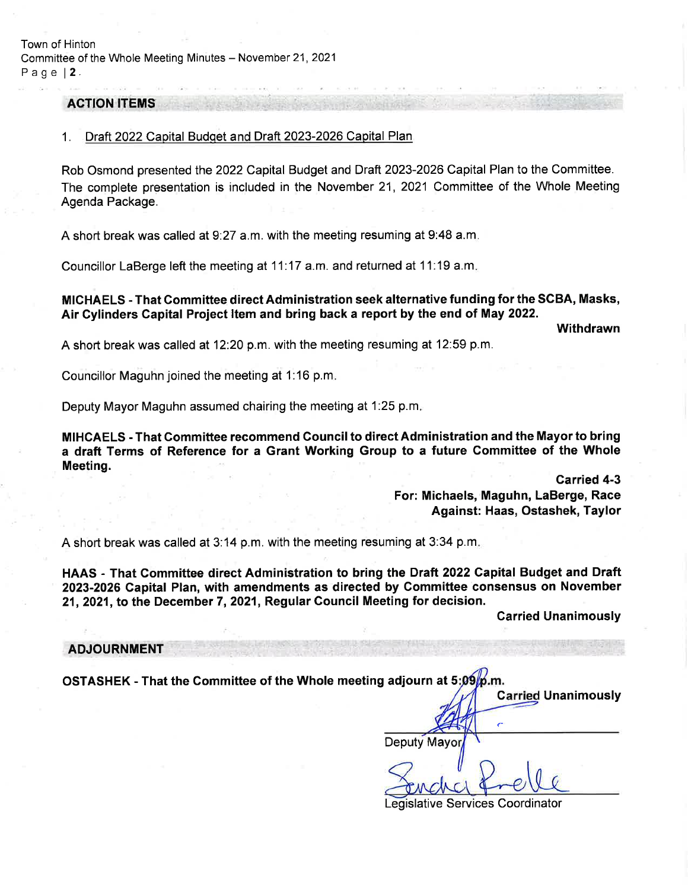## ACTION ITEMS

1. Draft 2022 Capital Budget and Draft 2023-2026 Capital Plan

Rob Osmond presented the 2022 Capital Budget and Draft 2023-2026 Capital Plan to the Committee. The complete presentation is included in the November 21, 2021 Committee of the Whole Meeting Agenda Package.

A short break was called at 9:27 a.m. with the meeting resuming at 9:48 a.m.

Councillor LaBerge left the meeting at 11:17 a.m. and returned at 11:19 a.m.

**MICHAELS - That Committee direct Administration seek alternative funding for the SCBA, Masks, Air Cylinders Capital Project Item and bring back a report by the end of May 2022.**

**Withdrawn**

A short break was called at 12:20 p.m. with the meeting resuming at 12:59 p.m.

Councillor Maguhn joined the meeting at 1:16 p.m.

Deputy Mayor Maguhn assumed chairing the meeting at 1:25 p.m.

**MIHCAELS - That Committee recommend Council to direct Administration and the Mayor to bring a draft Terms of Reference for a Grant Working Group to a future Committee of the Whole Meeting.**

**Carried 4-3**
**For: Michaels, Maguhn, LaBerge, Race**
**Against: Haas, Ostashek, Taylor**

A short break was called at 3:14 p.m. with the meeting resuming at 3:34 p.m.

**HAAS - That Committee direct Administration to bring the Draft 2022 Capital Budget and Draft 2023-2026 Capital Plan, with amendments as directed by Committee consensus on November 21, 2021, to the December 7, 2021, Regular Council Meeting for decision.**

**Carried Unanimously**

## ADJOURNMENT

**OSTASHEK - That the Committee of the Whole meeting adjourn at 5:09 p.m.**

**Carried Unanimously**

Deputy Mayor

Legislative Services Coordinator